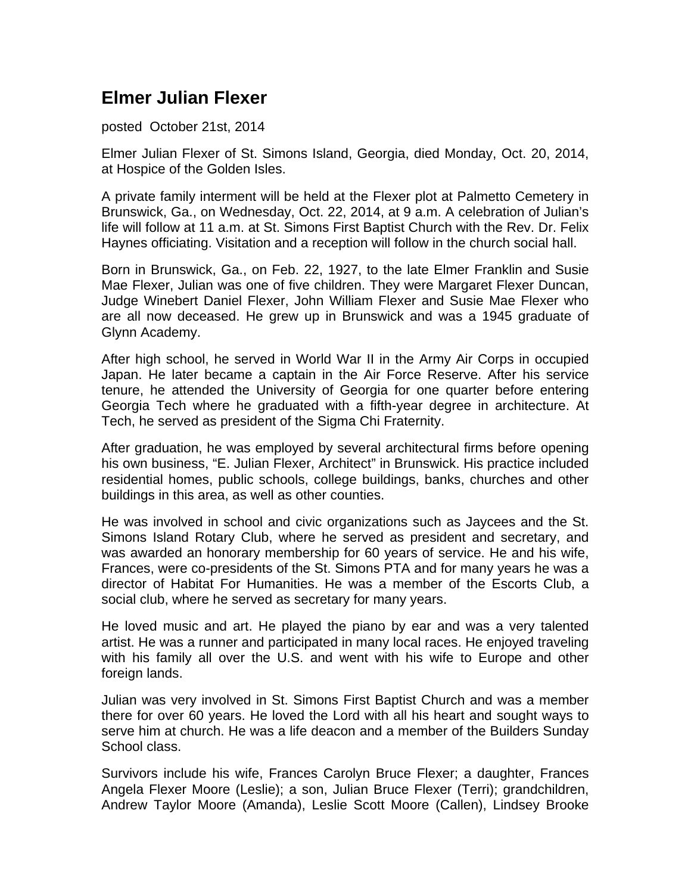# Elmer Julian Flexer

posted October 21st, 2014

Elmer Julian Flexer of St. Simons Island, Georgia, died Monday, Oct. 20, 2014, at Hospice of the Golden Isles.

A private family interment will be held at the Flexer plot at Palmetto Cemetery in Brunswick, Ga., on Wednesday, Oct. 22, 2014, at 9 a.m. A celebration of Julian's life will follow at 11 a.m. at St. Simons First Baptist Church with the Rev. Dr. Felix Haynes officiating. Visitation and a reception will follow in the church social hall.

Born in Brunswick, Ga., on Feb. 22, 1927, to the late Elmer Franklin and Susie Mae Flexer, Julian was one of five children. They were Margaret Flexer Duncan, Judge Winebert Daniel Flexer, John William Flexer and Susie Mae Flexer who are all now deceased. He grew up in Brunswick and was a 1945 graduate of Glynn Academy.

After high school, he served in World War II in the Army Air Corps in occupied Japan. He later became a captain in the Air Force Reserve. After his service tenure, he attended the University of Georgia for one quarter before entering Georgia Tech where he graduated with a fifth-year degree in architecture. At Tech, he served as president of the Sigma Chi Fraternity.

After graduation, he was employed by several architectural firms before opening his own business, "E. Julian Flexer, Architect" in Brunswick. His practice included residential homes, public schools, college buildings, banks, churches and other buildings in this area, as well as other counties.

He was involved in school and civic organizations such as Jaycees and the St. Simons Island Rotary Club, where he served as president and secretary, and was awarded an honorary membership for 60 years of service. He and his wife, Frances, were co-presidents of the St. Simons PTA and for many years he was a director of Habitat For Humanities. He was a member of the Escorts Club, a social club, where he served as secretary for many years.

He loved music and art. He played the piano by ear and was a very talented artist. He was a runner and participated in many local races. He enjoyed traveling with his family all over the U.S. and went with his wife to Europe and other foreign lands.

Julian was very involved in St. Simons First Baptist Church and was a member there for over 60 years. He loved the Lord with all his heart and sought ways to serve him at church. He was a life deacon and a member of the Builders Sunday School class.

Survivors include his wife, Frances Carolyn Bruce Flexer; a daughter, Frances Angela Flexer Moore (Leslie); a son, Julian Bruce Flexer (Terri); grandchildren, Andrew Taylor Moore (Amanda), Leslie Scott Moore (Callen), Lindsey Brooke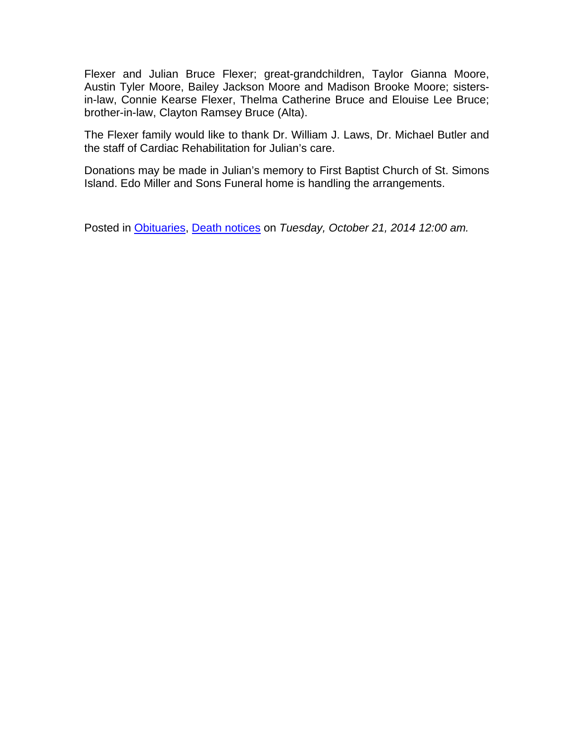Flexer and Julian Bruce Flexer; great-grandchildren, Taylor Gianna Moore, Austin Tyler Moore, Bailey Jackson Moore and Madison Brooke Moore; sisters-in-law, Connie Kearse Flexer, Thelma Catherine Bruce and Elouise Lee Bruce; brother-in-law, Clayton Ramsey Bruce (Alta).

The Flexer family would like to thank Dr. William J. Laws, Dr. Michael Butler and the staff of Cardiac Rehabilitation for Julian's care.

Donations may be made in Julian's memory to First Baptist Church of St. Simons Island. Edo Miller and Sons Funeral home is handling the arrangements.

Posted in Obituaries, Death notices on *Tuesday, October 21, 2014 12:00 am.*